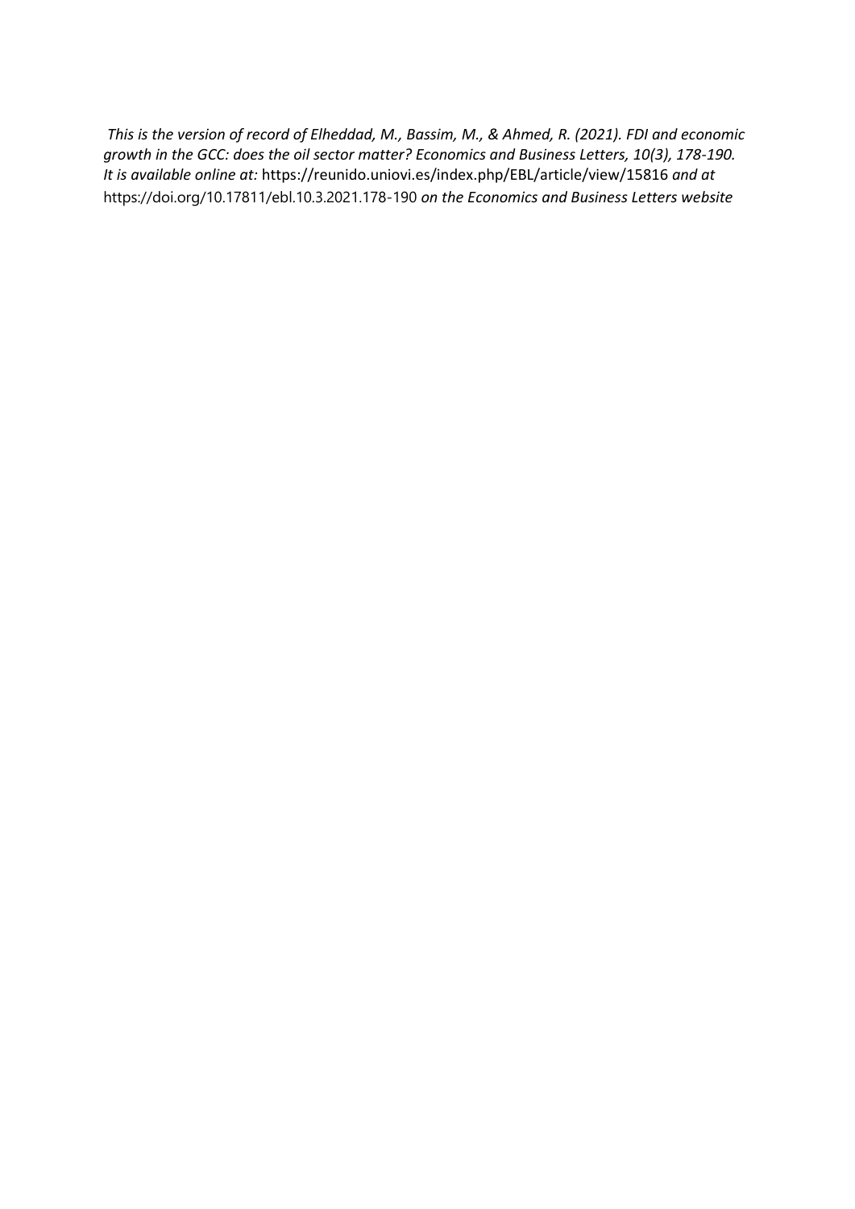*This is the version of record of Elheddad, M., Bassim, M., & Ahmed, R. (2021). FDI and economic growth in the GCC: does the oil sector matter? Economics and Business Letters, 10(3), 178-190. It is available online at:* https://reunido.uniovi.es/index.php/EBL/article/view/15816 *and at* https://doi.org/10.17811/ebl.10.3.2021.178-190 *on the Economics and Business Letters website*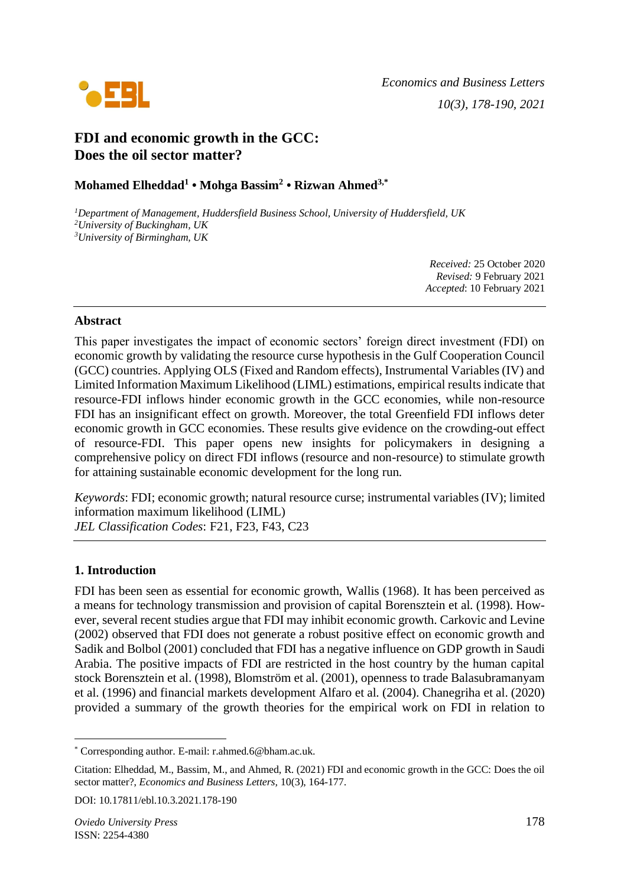# FDI and economic growth in the GCC: Does the oil sector matter?

**Mohamed Elheddad[1] • Mohga Bassim[2] • Rizwan Ahmed[3,*]**

*[1]Department of Management, Huddersfield Business School, University of Huddersfield, UK*
*[2]University of Buckingham, UK*
*[3]University of Birmingham, UK*

*Received:* 25 October 2020
*Revised:* 9 February 2021
*Accepted*: 10 February 2021

---

## Abstract

This paper investigates the impact of economic sectors' foreign direct investment (FDI) on economic growth by validating the resource curse hypothesis in the Gulf Cooperation Council (GCC) countries. Applying OLS (Fixed and Random effects), Instrumental Variables (IV) and Limited Information Maximum Likelihood (LIML) estimations, empirical results indicate that resource-FDI inflows hinder economic growth in the GCC economies, while non-resource FDI has an insignificant effect on growth. Moreover, the total Greenfield FDI inflows deter economic growth in GCC economies. These results give evidence on the crowding-out effect of resource-FDI. This paper opens new insights for policymakers in designing a comprehensive policy on direct FDI inflows (resource and non-resource) to stimulate growth for attaining sustainable economic development for the long run.

*Keywords*: FDI; economic growth; natural resource curse; instrumental variables (IV); limited information maximum likelihood (LIML)
*JEL Classification Codes*: F21, F23, F43, C23

---

## 1. Introduction

FDI has been seen as essential for economic growth, Wallis (1968). It has been perceived as a means for technology transmission and provision of capital Borensztein et al. (1998). However, several recent studies argue that FDI may inhibit economic growth. Carkovic and Levine (2002) observed that FDI does not generate a robust positive effect on economic growth and Sadik and Bolbol (2001) concluded that FDI has a negative influence on GDP growth in Saudi Arabia. The positive impacts of FDI are restricted in the host country by the human capital stock Borensztein et al. (1998), Blomström et al. (2001), openness to trade Balasubramanyam et al. (1996) and financial markets development Alfaro et al. (2004). Chanegriha et al. (2020) provided a summary of the growth theories for the empirical work on FDI in relation to

---

[*] Corresponding author. E-mail: r.ahmed.6@bham.ac.uk.

Citation: Elheddad, M., Bassim, M., and Ahmed, R. (2021) FDI and economic growth in the GCC: Does the oil sector matter?, *Economics and Business Letters,* 10(3), 164-177.

DOI: 10.17811/ebl.10.3.2021.178-190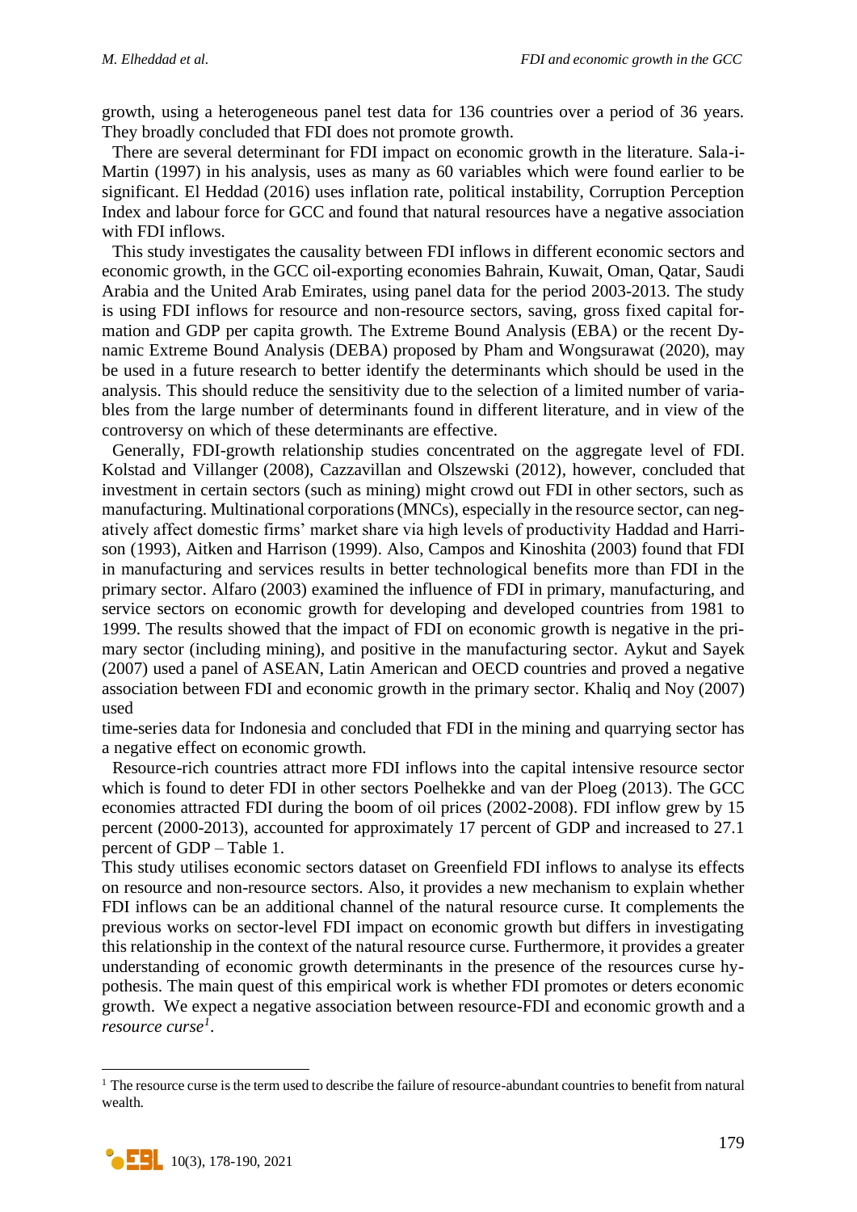growth, using a heterogeneous panel test data for 136 countries over a period of 36 years. They broadly concluded that FDI does not promote growth.

There are several determinant for FDI impact on economic growth in the literature. Sala-i-Martin (1997) in his analysis, uses as many as 60 variables which were found earlier to be significant. El Heddad (2016) uses inflation rate, political instability, Corruption Perception Index and labour force for GCC and found that natural resources have a negative association with FDI inflows.

This study investigates the causality between FDI inflows in different economic sectors and economic growth, in the GCC oil-exporting economies Bahrain, Kuwait, Oman, Qatar, Saudi Arabia and the United Arab Emirates, using panel data for the period 2003-2013. The study is using FDI inflows for resource and non-resource sectors, saving, gross fixed capital formation and GDP per capita growth. The Extreme Bound Analysis (EBA) or the recent Dynamic Extreme Bound Analysis (DEBA) proposed by Pham and Wongsurawat (2020), may be used in a future research to better identify the determinants which should be used in the analysis. This should reduce the sensitivity due to the selection of a limited number of variables from the large number of determinants found in different literature, and in view of the controversy on which of these determinants are effective.

Generally, FDI-growth relationship studies concentrated on the aggregate level of FDI. Kolstad and Villanger (2008), Cazzavillan and Olszewski (2012), however, concluded that investment in certain sectors (such as mining) might crowd out FDI in other sectors, such as manufacturing. Multinational corporations (MNCs), especially in the resource sector, can negatively affect domestic firms' market share via high levels of productivity Haddad and Harrison (1993), Aitken and Harrison (1999). Also, Campos and Kinoshita (2003) found that FDI in manufacturing and services results in better technological benefits more than FDI in the primary sector. Alfaro (2003) examined the influence of FDI in primary, manufacturing, and service sectors on economic growth for developing and developed countries from 1981 to 1999. The results showed that the impact of FDI on economic growth is negative in the primary sector (including mining), and positive in the manufacturing sector. Aykut and Sayek (2007) used a panel of ASEAN, Latin American and OECD countries and proved a negative association between FDI and economic growth in the primary sector. Khaliq and Noy (2007) used
time-series data for Indonesia and concluded that FDI in the mining and quarrying sector has a negative effect on economic growth.

Resource-rich countries attract more FDI inflows into the capital intensive resource sector which is found to deter FDI in other sectors Poelhekke and van der Ploeg (2013). The GCC economies attracted FDI during the boom of oil prices (2002-2008). FDI inflow grew by 15 percent (2000-2013), accounted for approximately 17 percent of GDP and increased to 27.1 percent of GDP – Table 1.

This study utilises economic sectors dataset on Greenfield FDI inflows to analyse its effects on resource and non-resource sectors. Also, it provides a new mechanism to explain whether FDI inflows can be an additional channel of the natural resource curse. It complements the previous works on sector-level FDI impact on economic growth but differs in investigating this relationship in the context of the natural resource curse. Furthermore, it provides a greater understanding of economic growth determinants in the presence of the resources curse hypothesis. The main quest of this empirical work is whether FDI promotes or deters economic growth. We expect a negative association between resource-FDI and economic growth and a *resource curse*[1].

[1] The resource curse is the term used to describe the failure of resource-abundant countries to benefit from natural wealth.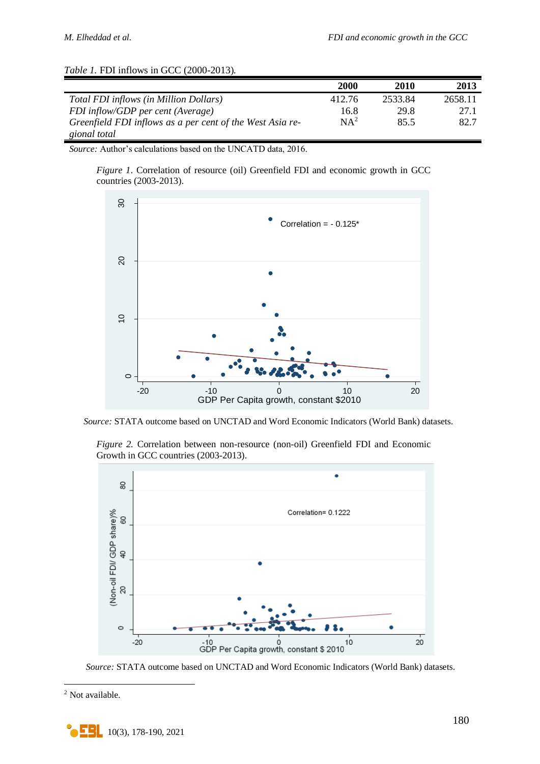*Table 1.* FDI inflows in GCC (2000-2013).

| | 2000 | 2010 | 2013 |
|---|---|---|---|
| *Total FDI inflows (in Million Dollars)* | 412.76 | 2533.84 | 2658.11 |
| *FDI inflow/GDP per cent (Average)* | 16.8 | 29.8 | 27.1 |
| *Greenfield FDI inflows as a per cent of the West Asia regional total* | NA[2] | 85.5 | 82.7 |

*Source:* Author's calculations based on the UNCATD data, 2016.

*Figure 1*. Correlation of resource (oil) Greenfield FDI and economic growth in GCC countries (2003-2013).

*Source:* STATA outcome based on UNCTAD and Word Economic Indicators (World Bank) datasets.

*Figure 2.* Correlation between non-resource (non-oil) Greenfield FDI and Economic Growth in GCC countries (2003-2013).

*Source:* STATA outcome based on UNCTAD and Word Economic Indicators (World Bank) datasets.

[2] Not available.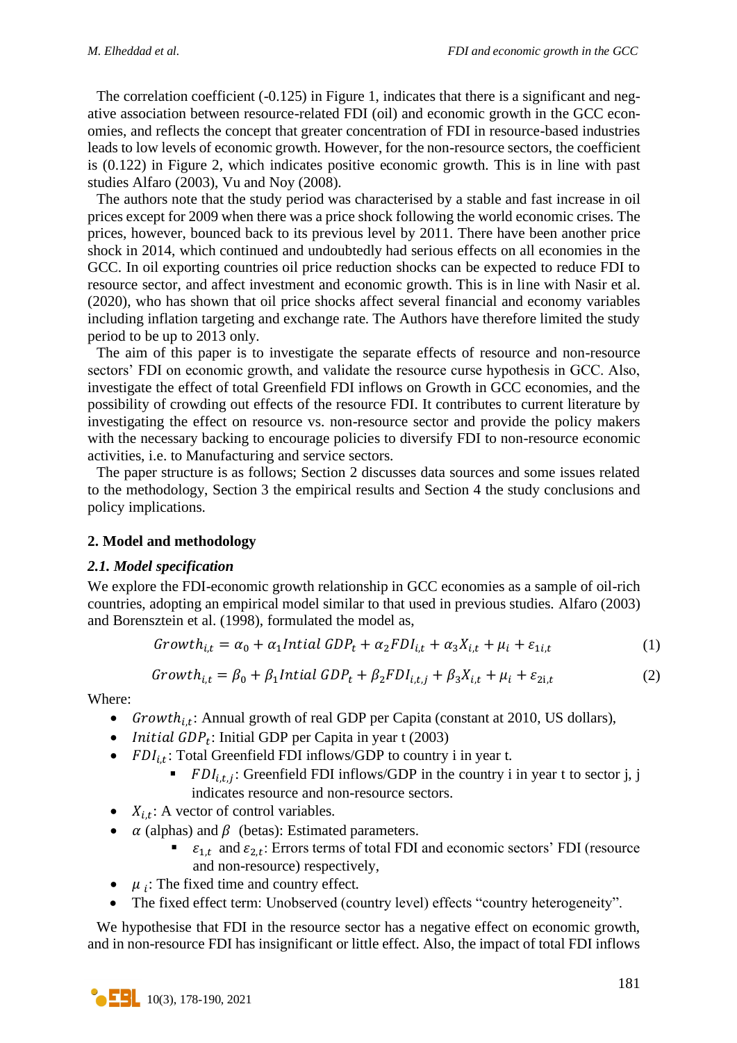The correlation coefficient (-0.125) in Figure 1, indicates that there is a significant and negative association between resource-related FDI (oil) and economic growth in the GCC economies, and reflects the concept that greater concentration of FDI in resource-based industries leads to low levels of economic growth. However, for the non-resource sectors, the coefficient is (0.122) in Figure 2, which indicates positive economic growth. This is in line with past studies Alfaro (2003), Vu and Noy (2008).

The authors note that the study period was characterised by a stable and fast increase in oil prices except for 2009 when there was a price shock following the world economic crises. The prices, however, bounced back to its previous level by 2011. There have been another price shock in 2014, which continued and undoubtedly had serious effects on all economies in the GCC. In oil exporting countries oil price reduction shocks can be expected to reduce FDI to resource sector, and affect investment and economic growth. This is in line with Nasir et al. (2020), who has shown that oil price shocks affect several financial and economy variables including inflation targeting and exchange rate. The Authors have therefore limited the study period to be up to 2013 only.

The aim of this paper is to investigate the separate effects of resource and non-resource sectors' FDI on economic growth, and validate the resource curse hypothesis in GCC. Also, investigate the effect of total Greenfield FDI inflows on Growth in GCC economies, and the possibility of crowding out effects of the resource FDI. It contributes to current literature by investigating the effect on resource vs. non-resource sector and provide the policy makers with the necessary backing to encourage policies to diversify FDI to non-resource economic activities, i.e. to Manufacturing and service sectors.

The paper structure is as follows; Section 2 discusses data sources and some issues related to the methodology, Section 3 the empirical results and Section 4 the study conclusions and policy implications.

## 2. Model and methodology

### 2.1. Model specification

We explore the FDI-economic growth relationship in GCC economies as a sample of oil-rich countries, adopting an empirical model similar to that used in previous studies. Alfaro (2003) and Borensztein et al. (1998), formulated the model as,

$$Growth_{i,t} = \alpha_0 + \alpha_1 Intial\ GDP_t + \alpha_2 FDI_{i,t} + \alpha_3 X_{i,t} + \mu_i + \varepsilon_{1i,t} \tag{1}$$

$$Growth_{i,t} = \beta_0 + \beta_1 Intial\ GDP_t + \beta_2 FDI_{i,t,j} + \beta_3 X_{i,t} + \mu_i + \varepsilon_{2i,t} \tag{2}$$

Where:

- $Growth_{i,t}$: Annual growth of real GDP per Capita (constant at 2010, US dollars),
- $Initial\ GDP_t$: Initial GDP per Capita in year t (2003)
- $FDI_{i,t}$: Total Greenfield FDI inflows/GDP to country i in year t.
  - $FDI_{i,t,j}$: Greenfield FDI inflows/GDP in the country i in year t to sector j, j indicates resource and non-resource sectors.
- $X_{i,t}$: A vector of control variables.
- $\alpha$ (alphas) and $\beta$ (betas): Estimated parameters.
  - $\varepsilon_{1,t}$ and $\varepsilon_{2,t}$: Errors terms of total FDI and economic sectors' FDI (resource and non-resource) respectively,
- $\mu_i$: The fixed time and country effect.
- The fixed effect term: Unobserved (country level) effects "country heterogeneity".

We hypothesise that FDI in the resource sector has a negative effect on economic growth, and in non-resource FDI has insignificant or little effect. Also, the impact of total FDI inflows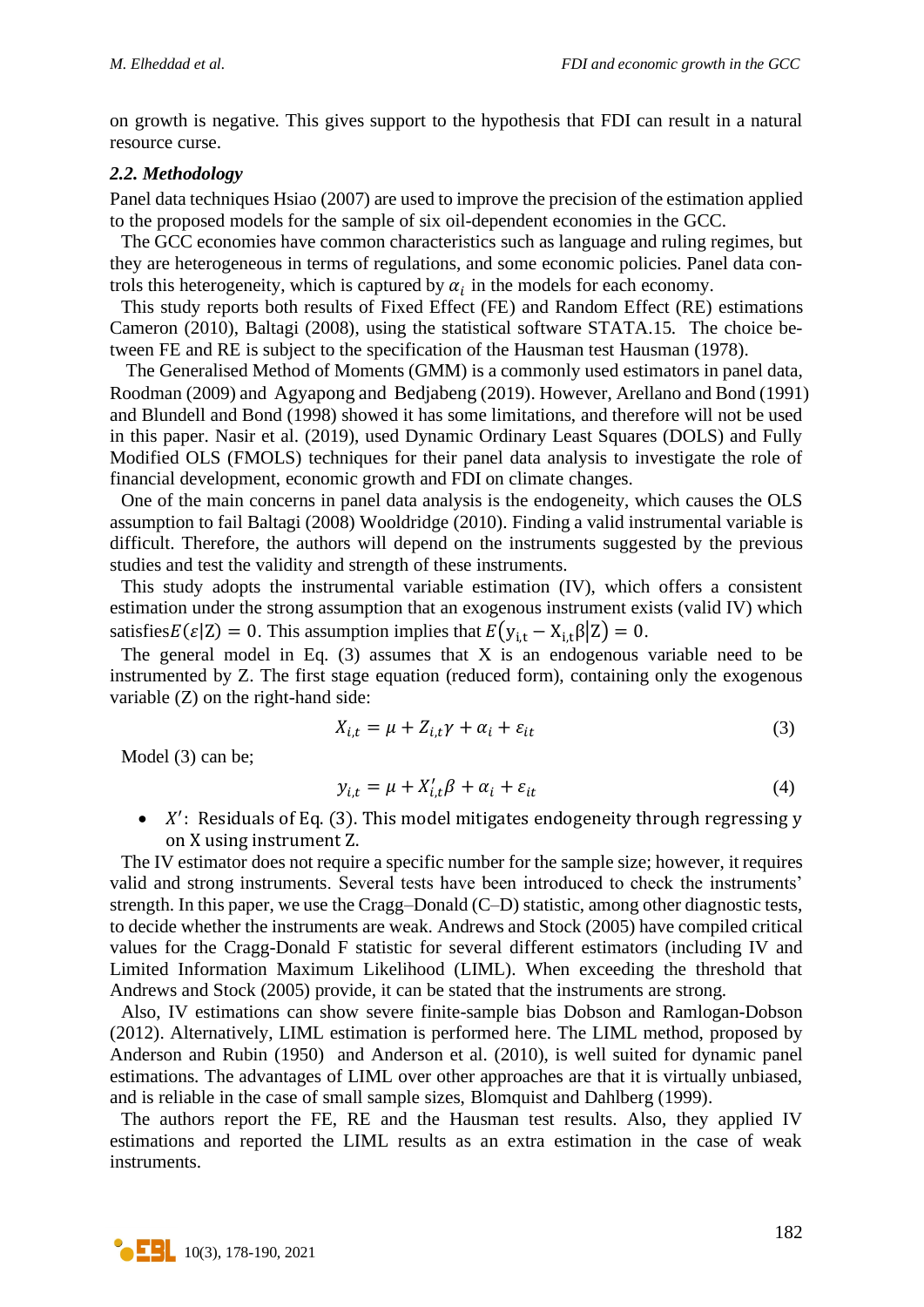on growth is negative. This gives support to the hypothesis that FDI can result in a natural resource curse.

### *2.2. Methodology*

Panel data techniques Hsiao (2007) are used to improve the precision of the estimation applied to the proposed models for the sample of six oil-dependent economies in the GCC.

The GCC economies have common characteristics such as language and ruling regimes, but they are heterogeneous in terms of regulations, and some economic policies. Panel data controls this heterogeneity, which is captured by $\alpha_i$ in the models for each economy.

This study reports both results of Fixed Effect (FE) and Random Effect (RE) estimations Cameron (2010), Baltagi (2008), using the statistical software STATA.15. The choice between FE and RE is subject to the specification of the Hausman test Hausman (1978).

The Generalised Method of Moments (GMM) is a commonly used estimators in panel data, Roodman (2009) and Agyapong and Bedjabeng (2019). However, Arellano and Bond (1991) and Blundell and Bond (1998) showed it has some limitations, and therefore will not be used in this paper. Nasir et al. (2019), used Dynamic Ordinary Least Squares (DOLS) and Fully Modified OLS (FMOLS) techniques for their panel data analysis to investigate the role of financial development, economic growth and FDI on climate changes.

One of the main concerns in panel data analysis is the endogeneity, which causes the OLS assumption to fail Baltagi (2008) Wooldridge (2010). Finding a valid instrumental variable is difficult. Therefore, the authors will depend on the instruments suggested by the previous studies and test the validity and strength of these instruments.

This study adopts the instrumental variable estimation (IV), which offers a consistent estimation under the strong assumption that an exogenous instrument exists (valid IV) which satisfies $E(\varepsilon|Z) = 0$. This assumption implies that $E(y_{i,t} - X_{i,t}\beta|Z) = 0$.

The general model in Eq. (3) assumes that X is an endogenous variable need to be instrumented by Z. The first stage equation (reduced form), containing only the exogenous variable (Z) on the right-hand side:

$$X_{i,t} = \mu + Z_{i,t}\gamma + \alpha_i + \varepsilon_{it} \tag{3}$$

Model (3) can be;

$$y_{i,t} = \mu + X'_{i,t}\beta + \alpha_i + \varepsilon_{it} \tag{4}$$

- $X'$: Residuals of Eq. (3). This model mitigates endogeneity through regressing y on X using instrument Z.

The IV estimator does not require a specific number for the sample size; however, it requires valid and strong instruments. Several tests have been introduced to check the instruments' strength. In this paper, we use the Cragg–Donald (C–D) statistic, among other diagnostic tests, to decide whether the instruments are weak. Andrews and Stock (2005) have compiled critical values for the Cragg-Donald F statistic for several different estimators (including IV and Limited Information Maximum Likelihood (LIML). When exceeding the threshold that Andrews and Stock (2005) provide, it can be stated that the instruments are strong.

Also, IV estimations can show severe finite-sample bias Dobson and Ramlogan-Dobson (2012). Alternatively, LIML estimation is performed here. The LIML method, proposed by Anderson and Rubin (1950) and Anderson et al. (2010), is well suited for dynamic panel estimations. The advantages of LIML over other approaches are that it is virtually unbiased, and is reliable in the case of small sample sizes, Blomquist and Dahlberg (1999).

The authors report the FE, RE and the Hausman test results. Also, they applied IV estimations and reported the LIML results as an extra estimation in the case of weak instruments.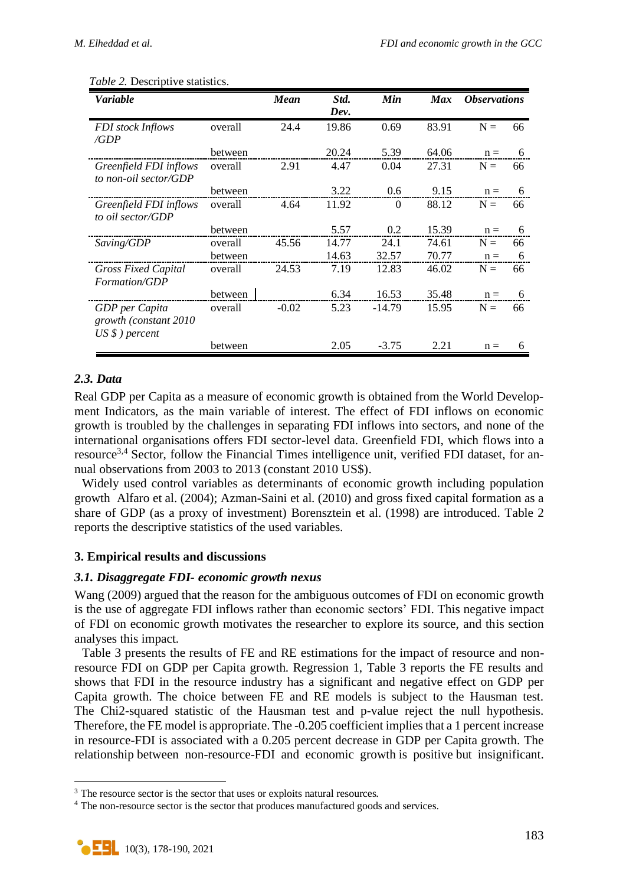*Table 2.* Descriptive statistics.

| *Variable* | | *Mean* | *Std. Dev.* | *Min* | *Max* | *Observations* | |
|---|---|---|---|---|---|---|---|
| *FDI stock Inflows /GDP* | overall | 24.4 | 19.86 | 0.69 | 83.91 | N = | 66 |
| | between | | 20.24 | 5.39 | 64.06 | n = | 6 |
| *Greenfield FDI inflows to non-oil sector/GDP* | overall | 2.91 | 4.47 | 0.04 | 27.31 | N = | 66 |
| | between | | 3.22 | 0.6 | 9.15 | n = | 6 |
| *Greenfield FDI inflows to oil sector/GDP* | overall | 4.64 | 11.92 | 0 | 88.12 | N = | 66 |
| | between | | 5.57 | 0.2 | 15.39 | n = | 6 |
| *Saving/GDP* | overall | 45.56 | 14.77 | 24.1 | 74.61 | N = | 66 |
| | between | | 14.63 | 32.57 | 70.77 | n = | 6 |
| *Gross Fixed Capital Formation/GDP* | overall | 24.53 | 7.19 | 12.83 | 46.02 | N = | 66 |
| | between | | 6.34 | 16.53 | 35.48 | n = | 6 |
| *GDP per Capita growth (constant 2010 US $ ) percent* | overall | -0.02 | 5.23 | -14.79 | 15.95 | N = | 66 |
| | between | | 2.05 | -3.75 | 2.21 | n = | 6 |

### *2.3. Data*

Real GDP per Capita as a measure of economic growth is obtained from the World Development Indicators, as the main variable of interest. The effect of FDI inflows on economic growth is troubled by the challenges in separating FDI inflows into sectors, and none of the international organisations offers FDI sector-level data. Greenfield FDI, which flows into a resource[3,4] Sector, follow the Financial Times intelligence unit, verified FDI dataset, for annual observations from 2003 to 2013 (constant 2010 US$).

Widely used control variables as determinants of economic growth including population growth Alfaro et al. (2004); Azman-Saini et al. (2010) and gross fixed capital formation as a share of GDP (as a proxy of investment) Borensztein et al. (1998) are introduced. Table 2 reports the descriptive statistics of the used variables.

## 3. Empirical results and discussions

### *3.1. Disaggregate FDI- economic growth nexus*

Wang (2009) argued that the reason for the ambiguous outcomes of FDI on economic growth is the use of aggregate FDI inflows rather than economic sectors' FDI. This negative impact of FDI on economic growth motivates the researcher to explore its source, and this section analyses this impact.

Table 3 presents the results of FE and RE estimations for the impact of resource and non-resource FDI on GDP per Capita growth. Regression 1, Table 3 reports the FE results and shows that FDI in the resource industry has a significant and negative effect on GDP per Capita growth. The choice between FE and RE models is subject to the Hausman test. The Chi2-squared statistic of the Hausman test and p-value reject the null hypothesis. Therefore, the FE model is appropriate. The -0.205 coefficient implies that a 1 percent increase in resource-FDI is associated with a 0.205 percent decrease in GDP per Capita growth. The relationship between non-resource-FDI and economic growth is positive but insignificant.

[3] The resource sector is the sector that uses or exploits natural resources.

[4] The non-resource sector is the sector that produces manufactured goods and services.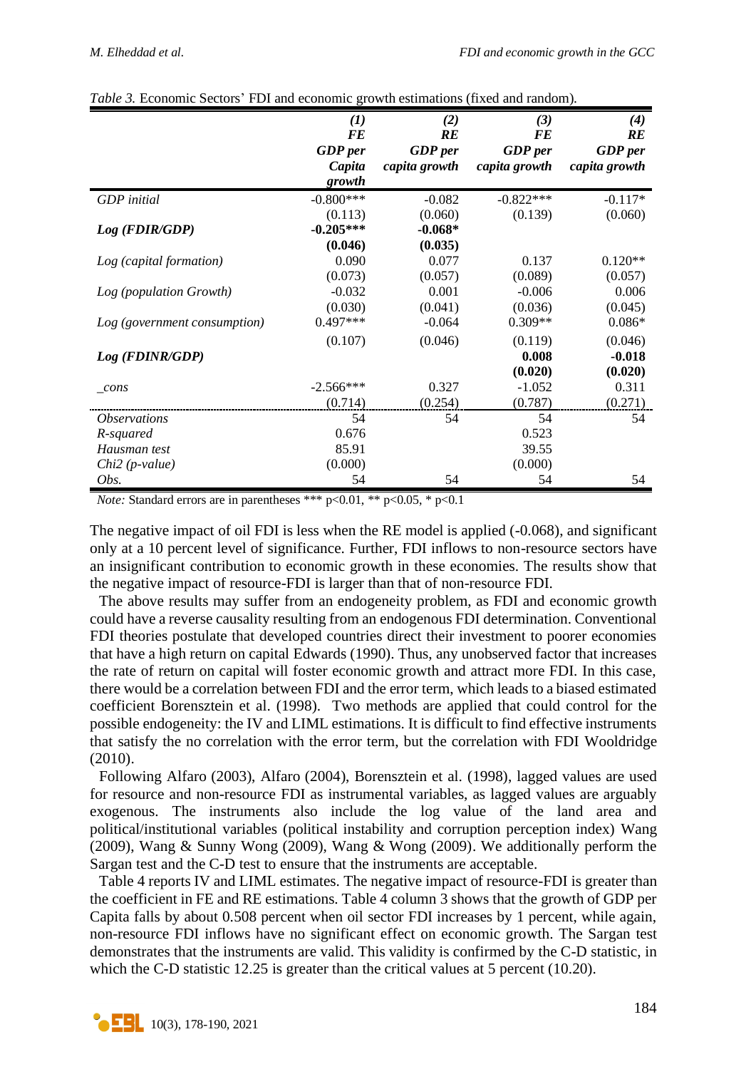*Table 3.* Economic Sectors' FDI and economic growth estimations (fixed and random).

| | *(1)* *FE* *GDP per Capita growth* | *(2)* *RE* *GDP per capita growth* | *(3)* *FE* *GDP per capita growth* | *(4)* *RE* *GDP per capita growth* |
|---|---|---|---|---|
| *GDP initial* | -0.800*** | -0.082 | -0.822*** | -0.117* |
| | (0.113) | (0.060) | (0.139) | (0.060) |
| ***Log (FDIR/GDP)*** | **-0.205*** ** | **-0.068*** | | |
| | **(0.046)** | **(0.035)** | | |
| *Log (capital formation)* | 0.090 | 0.077 | 0.137 | 0.120** |
| | (0.073) | (0.057) | (0.089) | (0.057) |
| *Log (population Growth)* | -0.032 | 0.001 | -0.006 | 0.006 |
| | (0.030) | (0.041) | (0.036) | (0.045) |
| *Log (government consumption)* | 0.497*** | -0.064 | 0.309** | 0.086* |
| | (0.107) | (0.046) | (0.119) | (0.046) |
| ***Log (FDINR/GDP)*** | | | **0.008** | **-0.018** |
| | | | **(0.020)** | **(0.020)** |
| *_cons* | -2.566*** | 0.327 | -1.052 | 0.311 |
| | (0.714) | (0.254) | (0.787) | (0.271) |
| *Observations* | 54 | 54 | 54 | 54 |
| *R-squared* | 0.676 | | 0.523 | |
| *Hausman test* | 85.91 | | 39.55 | |
| *Chi2 (p-value)* | (0.000) | | (0.000) | |
| *Obs.* | 54 | 54 | 54 | 54 |

*Note:* Standard errors are in parentheses *** p<0.01, ** p<0.05, * p<0.1

The negative impact of oil FDI is less when the RE model is applied (-0.068), and significant only at a 10 percent level of significance. Further, FDI inflows to non-resource sectors have an insignificant contribution to economic growth in these economies. The results show that the negative impact of resource-FDI is larger than that of non-resource FDI.

The above results may suffer from an endogeneity problem, as FDI and economic growth could have a reverse causality resulting from an endogenous FDI determination. Conventional FDI theories postulate that developed countries direct their investment to poorer economies that have a high return on capital Edwards (1990). Thus, any unobserved factor that increases the rate of return on capital will foster economic growth and attract more FDI. In this case, there would be a correlation between FDI and the error term, which leads to a biased estimated coefficient Borensztein et al. (1998). Two methods are applied that could control for the possible endogeneity: the IV and LIML estimations. It is difficult to find effective instruments that satisfy the no correlation with the error term, but the correlation with FDI Wooldridge (2010).

Following Alfaro (2003), Alfaro (2004), Borensztein et al. (1998), lagged values are used for resource and non-resource FDI as instrumental variables, as lagged values are arguably exogenous. The instruments also include the log value of the land area and political/institutional variables (political instability and corruption perception index) Wang (2009), Wang & Sunny Wong (2009), Wang & Wong (2009). We additionally perform the Sargan test and the C-D test to ensure that the instruments are acceptable.

Table 4 reports IV and LIML estimates. The negative impact of resource-FDI is greater than the coefficient in FE and RE estimations. Table 4 column 3 shows that the growth of GDP per Capita falls by about 0.508 percent when oil sector FDI increases by 1 percent, while again, non-resource FDI inflows have no significant effect on economic growth. The Sargan test demonstrates that the instruments are valid. This validity is confirmed by the C-D statistic, in which the C-D statistic 12.25 is greater than the critical values at 5 percent (10.20).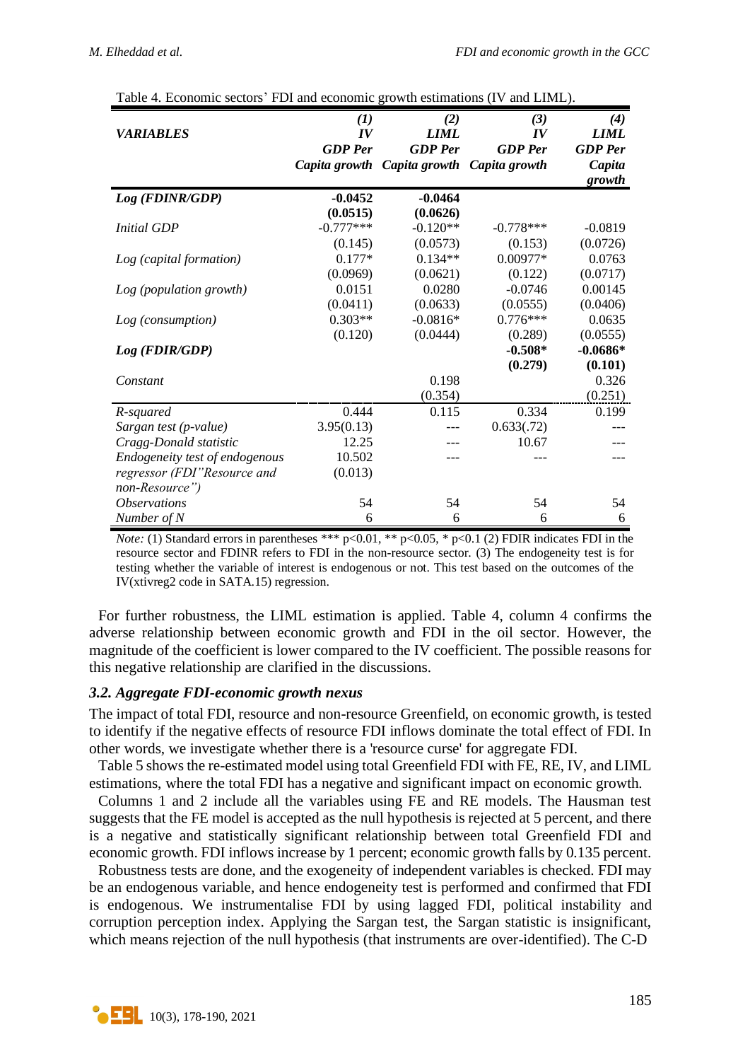Table 4. Economic sectors' FDI and economic growth estimations (IV and LIML).

| *VARIABLES* | *(1)* *IV* *GDP Per Capita growth* | *(2)* *LIML* *GDP Per Capita growth* | *(3)* *IV* *GDP Per Capita growth* | *(4)* *LIML* *GDP Per Capita growth* |
|---|---|---|---|---|
| ***Log (FDINR/GDP)*** | **-0.0452** | **-0.0464** | | |
| | **(0.0515)** | **(0.0626)** | | |
| *Initial GDP* | -0.777*** | -0.120** | -0.778*** | -0.0819 |
| | (0.145) | (0.0573) | (0.153) | (0.0726) |
| *Log (capital formation)* | 0.177* | 0.134** | 0.00977* | 0.0763 |
| | (0.0969) | (0.0621) | (0.122) | (0.0717) |
| *Log (population growth)* | 0.0151 | 0.0280 | -0.0746 | 0.00145 |
| | (0.0411) | (0.0633) | (0.0555) | (0.0406) |
| *Log (consumption)* | 0.303** | -0.0816* | 0.776*** | 0.0635 |
| | (0.120) | (0.0444) | (0.289) | (0.0555) |
| ***Log (FDIR/GDP)*** | | | **-0.508*** | **-0.0686*** |
| | | | **(0.279)** | **(0.101)** |
| *Constant* | | 0.198 | | 0.326 |
| | | (0.354) | | (0.251) |
| *R-squared* | 0.444 | 0.115 | 0.334 | 0.199 |
| *Sargan test (p-value)* | 3.95(0.13) | --- | 0.633(.72) | --- |
| *Cragg-Donald statistic* | 12.25 | --- | 10.67 | --- |
| *Endogeneity test of endogenous regressor (FDI"Resource and non-Resource")* | 10.502 (0.013) | --- | --- | --- |
| *Observations* | 54 | 54 | 54 | 54 |
| *Number of N* | 6 | 6 | 6 | 6 |

*Note:* (1) Standard errors in parentheses *** p<0.01, ** p<0.05, * p<0.1 (2) FDIR indicates FDI in the resource sector and FDINR refers to FDI in the non-resource sector. (3) The endogeneity test is for testing whether the variable of interest is endogenous or not. This test based on the outcomes of the IV(xtivreg2 code in SATA.15) regression.

For further robustness, the LIML estimation is applied. Table 4, column 4 confirms the adverse relationship between economic growth and FDI in the oil sector. However, the magnitude of the coefficient is lower compared to the IV coefficient. The possible reasons for this negative relationship are clarified in the discussions.

### *3.2. Aggregate FDI-economic growth nexus*

The impact of total FDI, resource and non-resource Greenfield, on economic growth, is tested to identify if the negative effects of resource FDI inflows dominate the total effect of FDI. In other words, we investigate whether there is a 'resource curse' for aggregate FDI.

Table 5 shows the re-estimated model using total Greenfield FDI with FE, RE, IV, and LIML estimations, where the total FDI has a negative and significant impact on economic growth.

Columns 1 and 2 include all the variables using FE and RE models. The Hausman test suggests that the FE model is accepted as the null hypothesis is rejected at 5 percent, and there is a negative and statistically significant relationship between total Greenfield FDI and economic growth. FDI inflows increase by 1 percent; economic growth falls by 0.135 percent.

Robustness tests are done, and the exogeneity of independent variables is checked. FDI may be an endogenous variable, and hence endogeneity test is performed and confirmed that FDI is endogenous. We instrumentalise FDI by using lagged FDI, political instability and corruption perception index. Applying the Sargan test, the Sargan statistic is insignificant, which means rejection of the null hypothesis (that instruments are over-identified). The C-D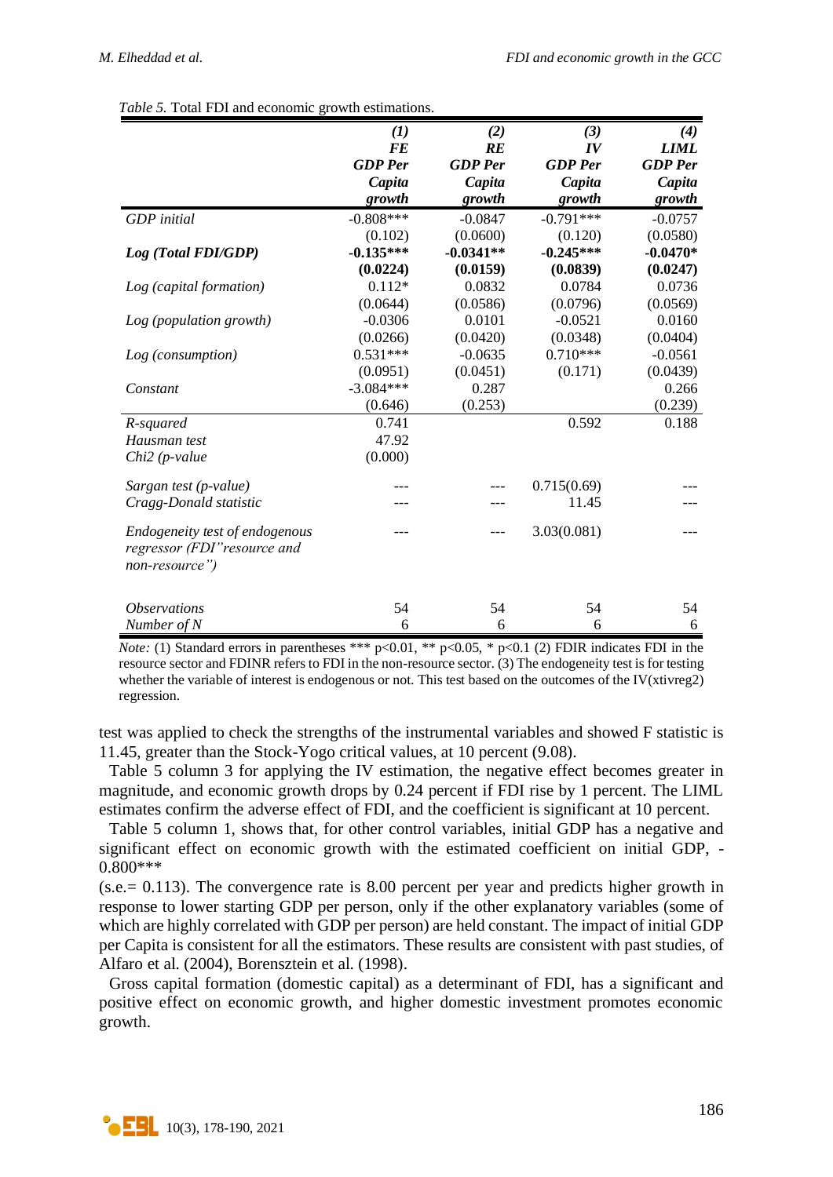*Table 5.* Total FDI and economic growth estimations.

| | *(1)* *FE* *GDP Per Capita growth* | *(2)* *RE* *GDP Per Capita growth* | *(3)* *IV* *GDP Per Capita growth* | *(4)* *LIML* *GDP Per Capita growth* |
|---|---|---|---|---|
| *GDP initial* | -0.808*** | -0.0847 | -0.791*** | -0.0757 |
| | (0.102) | (0.0600) | (0.120) | (0.0580) |
| ***Log (Total FDI/GDP)*** | **-0.135*** ** | **-0.0341** ** | **-0.245*** ** | **-0.0470*** |
| | **(0.0224)** | **(0.0159)** | **(0.0839)** | **(0.0247)** |
| *Log (capital formation)* | 0.112* | 0.0832 | 0.0784 | 0.0736 |
| | (0.0644) | (0.0586) | (0.0796) | (0.0569) |
| *Log (population growth)* | -0.0306 | 0.0101 | -0.0521 | 0.0160 |
| | (0.0266) | (0.0420) | (0.0348) | (0.0404) |
| *Log (consumption)* | 0.531*** | -0.0635 | 0.710*** | -0.0561 |
| | (0.0951) | (0.0451) | (0.171) | (0.0439) |
| *Constant* | -3.084*** | 0.287 | | 0.266 |
| | (0.646) | (0.253) | | (0.239) |
| *R-squared* | 0.741 | | 0.592 | 0.188 |
| *Hausman test* | 47.92 | | | |
| *Chi2 (p-value* | (0.000) | | | |
| *Sargan test (p-value)* | --- | --- | 0.715(0.69) | --- |
| *Cragg-Donald statistic* | --- | --- | 11.45 | --- |
| *Endogeneity test of endogenous regressor (FDI"resource and non-resource")* | --- | --- | 3.03(0.081) | --- |
| *Observations* | 54 | 54 | 54 | 54 |
| *Number of N* | 6 | 6 | 6 | 6 |

*Note:* (1) Standard errors in parentheses *** p<0.01, ** p<0.05, * p<0.1 (2) FDIR indicates FDI in the resource sector and FDINR refers to FDI in the non-resource sector. (3) The endogeneity test is for testing whether the variable of interest is endogenous or not. This test based on the outcomes of the IV(xtivreg2) regression.

test was applied to check the strengths of the instrumental variables and showed F statistic is 11.45, greater than the Stock-Yogo critical values, at 10 percent (9.08).

Table 5 column 3 for applying the IV estimation, the negative effect becomes greater in magnitude, and economic growth drops by 0.24 percent if FDI rise by 1 percent. The LIML estimates confirm the adverse effect of FDI, and the coefficient is significant at 10 percent.

Table 5 column 1, shows that, for other control variables, initial GDP has a negative and significant effect on economic growth with the estimated coefficient on initial GDP, -0.800***

(s.e.= 0.113). The convergence rate is 8.00 percent per year and predicts higher growth in response to lower starting GDP per person, only if the other explanatory variables (some of which are highly correlated with GDP per person) are held constant. The impact of initial GDP per Capita is consistent for all the estimators. These results are consistent with past studies, of Alfaro et al. (2004), Borensztein et al. (1998).

Gross capital formation (domestic capital) as a determinant of FDI, has a significant and positive effect on economic growth, and higher domestic investment promotes economic growth.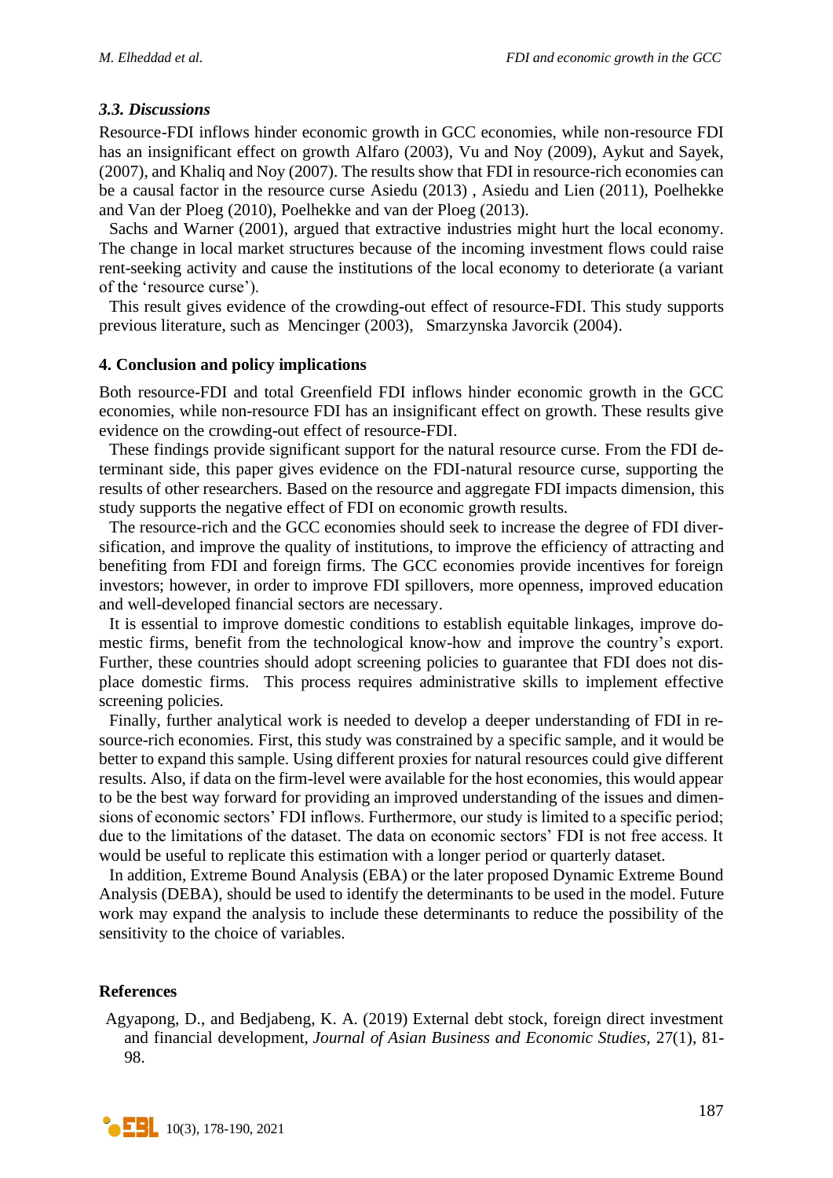### *3.3. Discussions*

Resource-FDI inflows hinder economic growth in GCC economies, while non-resource FDI has an insignificant effect on growth Alfaro (2003), Vu and Noy (2009), Aykut and Sayek, (2007), and Khaliq and Noy (2007). The results show that FDI in resource-rich economies can be a causal factor in the resource curse Asiedu (2013) , Asiedu and Lien (2011), Poelhekke and Van der Ploeg (2010), Poelhekke and van der Ploeg (2013).

Sachs and Warner (2001), argued that extractive industries might hurt the local economy. The change in local market structures because of the incoming investment flows could raise rent-seeking activity and cause the institutions of the local economy to deteriorate (a variant of the 'resource curse').

This result gives evidence of the crowding-out effect of resource-FDI. This study supports previous literature, such as Mencinger (2003), Smarzynska Javorcik (2004).

## 4. Conclusion and policy implications

Both resource-FDI and total Greenfield FDI inflows hinder economic growth in the GCC economies, while non-resource FDI has an insignificant effect on growth. These results give evidence on the crowding-out effect of resource-FDI.

These findings provide significant support for the natural resource curse. From the FDI determinant side, this paper gives evidence on the FDI-natural resource curse, supporting the results of other researchers. Based on the resource and aggregate FDI impacts dimension, this study supports the negative effect of FDI on economic growth results.

The resource-rich and the GCC economies should seek to increase the degree of FDI diversification, and improve the quality of institutions, to improve the efficiency of attracting and benefiting from FDI and foreign firms. The GCC economies provide incentives for foreign investors; however, in order to improve FDI spillovers, more openness, improved education and well-developed financial sectors are necessary.

It is essential to improve domestic conditions to establish equitable linkages, improve domestic firms, benefit from the technological know-how and improve the country's export. Further, these countries should adopt screening policies to guarantee that FDI does not displace domestic firms. This process requires administrative skills to implement effective screening policies.

Finally, further analytical work is needed to develop a deeper understanding of FDI in resource-rich economies. First, this study was constrained by a specific sample, and it would be better to expand this sample. Using different proxies for natural resources could give different results. Also, if data on the firm-level were available for the host economies, this would appear to be the best way forward for providing an improved understanding of the issues and dimensions of economic sectors' FDI inflows. Furthermore, our study is limited to a specific period; due to the limitations of the dataset. The data on economic sectors' FDI is not free access. It would be useful to replicate this estimation with a longer period or quarterly dataset.

In addition, Extreme Bound Analysis (EBA) or the later proposed Dynamic Extreme Bound Analysis (DEBA), should be used to identify the determinants to be used in the model. Future work may expand the analysis to include these determinants to reduce the possibility of the sensitivity to the choice of variables.

## References

Agyapong, D., and Bedjabeng, K. A. (2019) External debt stock, foreign direct investment and financial development, *Journal of Asian Business and Economic Studies*, 27(1), 81-98.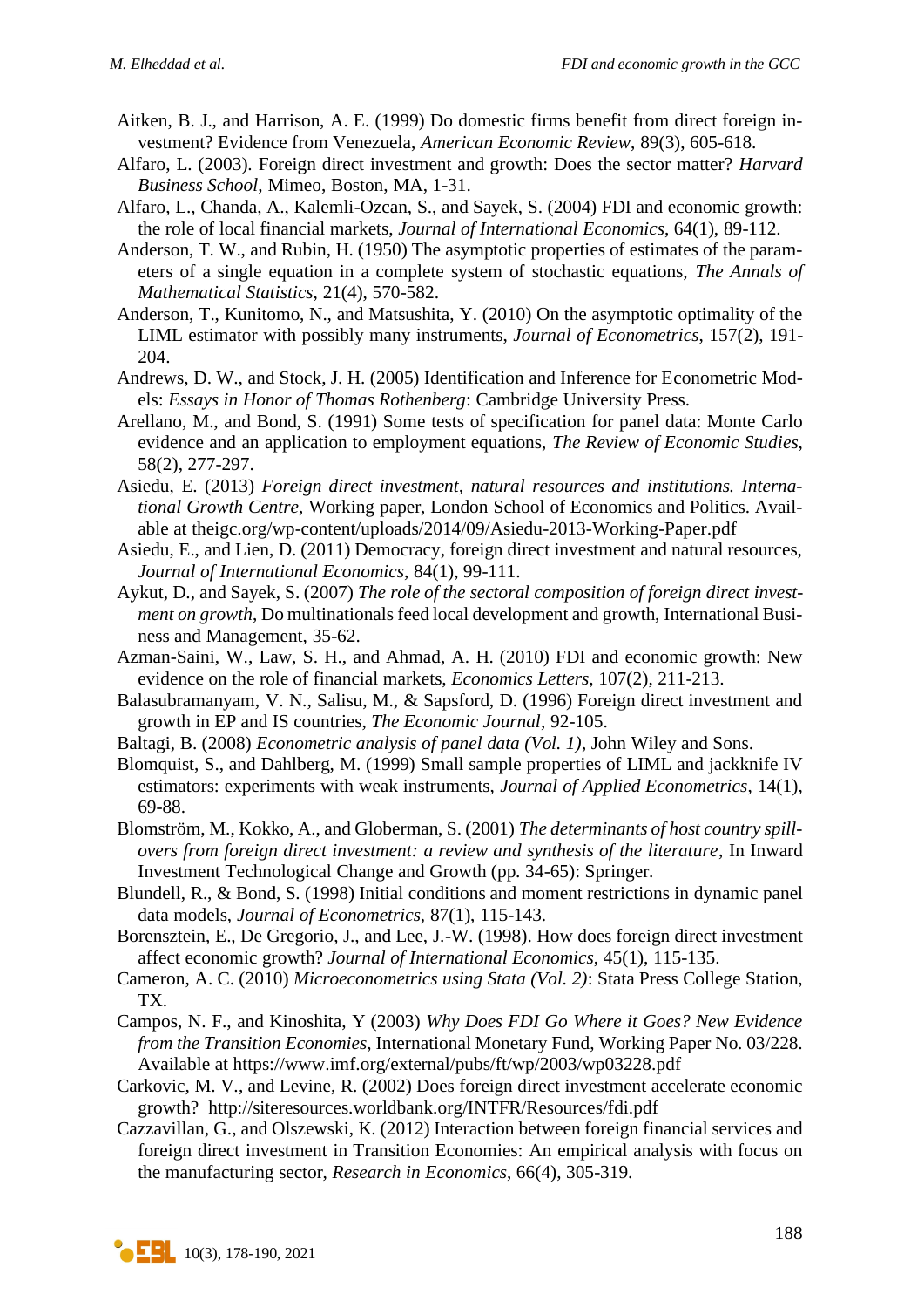Aitken, B. J., and Harrison, A. E. (1999) Do domestic firms benefit from direct foreign investment? Evidence from Venezuela, *American Economic Review*, 89(3), 605-618.

Alfaro, L. (2003). Foreign direct investment and growth: Does the sector matter? *Harvard Business School*, Mimeo, Boston, MA, 1-31.

Alfaro, L., Chanda, A., Kalemli-Ozcan, S., and Sayek, S. (2004) FDI and economic growth: the role of local financial markets, *Journal of International Economics*, 64(1), 89-112.

Anderson, T. W., and Rubin, H. (1950) The asymptotic properties of estimates of the parameters of a single equation in a complete system of stochastic equations, *The Annals of Mathematical Statistics*, 21(4), 570-582.

Anderson, T., Kunitomo, N., and Matsushita, Y. (2010) On the asymptotic optimality of the LIML estimator with possibly many instruments, *Journal of Econometrics*, 157(2), 191-204.

Andrews, D. W., and Stock, J. H. (2005) Identification and Inference for Econometric Models: *Essays in Honor of Thomas Rothenberg*: Cambridge University Press.

Arellano, M., and Bond, S. (1991) Some tests of specification for panel data: Monte Carlo evidence and an application to employment equations, *The Review of Economic Studies*, 58(2), 277-297.

Asiedu, E. (2013) *Foreign direct investment, natural resources and institutions. International Growth Centre*, Working paper, London School of Economics and Politics. Available at theigc.org/wp-content/uploads/2014/09/Asiedu-2013-Working-Paper.pdf

Asiedu, E., and Lien, D. (2011) Democracy, foreign direct investment and natural resources, *Journal of International Economics*, 84(1), 99-111.

Aykut, D., and Sayek, S. (2007) *The role of the sectoral composition of foreign direct investment on growth*, Do multinationals feed local development and growth, International Business and Management, 35-62.

Azman-Saini, W., Law, S. H., and Ahmad, A. H. (2010) FDI and economic growth: New evidence on the role of financial markets, *Economics Letters*, 107(2), 211-213.

Balasubramanyam, V. N., Salisu, M., & Sapsford, D. (1996) Foreign direct investment and growth in EP and IS countries, *The Economic Journal*, 92-105.

Baltagi, B. (2008) *Econometric analysis of panel data (Vol. 1)*, John Wiley and Sons.

Blomquist, S., and Dahlberg, M. (1999) Small sample properties of LIML and jackknife IV estimators: experiments with weak instruments, *Journal of Applied Econometrics*, 14(1), 69-88.

Blomström, M., Kokko, A., and Globerman, S. (2001) *The determinants of host country spillovers from foreign direct investment: a review and synthesis of the literature*, In Inward Investment Technological Change and Growth (pp. 34-65): Springer.

Blundell, R., & Bond, S. (1998) Initial conditions and moment restrictions in dynamic panel data models, *Journal of Econometrics*, 87(1), 115-143.

Borensztein, E., De Gregorio, J., and Lee, J.-W. (1998). How does foreign direct investment affect economic growth? *Journal of International Economics*, 45(1), 115-135.

Cameron, A. C. (2010) *Microeconometrics using Stata (Vol. 2)*: Stata Press College Station, TX.

Campos, N. F., and Kinoshita, Y (2003) *Why Does FDI Go Where it Goes? New Evidence from the Transition Economies*, International Monetary Fund, Working Paper No. 03/228. Available at https://www.imf.org/external/pubs/ft/wp/2003/wp03228.pdf

Carkovic, M. V., and Levine, R. (2002) Does foreign direct investment accelerate economic growth? http://siteresources.worldbank.org/INTFR/Resources/fdi.pdf

Cazzavillan, G., and Olszewski, K. (2012) Interaction between foreign financial services and foreign direct investment in Transition Economies: An empirical analysis with focus on the manufacturing sector, *Research in Economics*, 66(4), 305-319.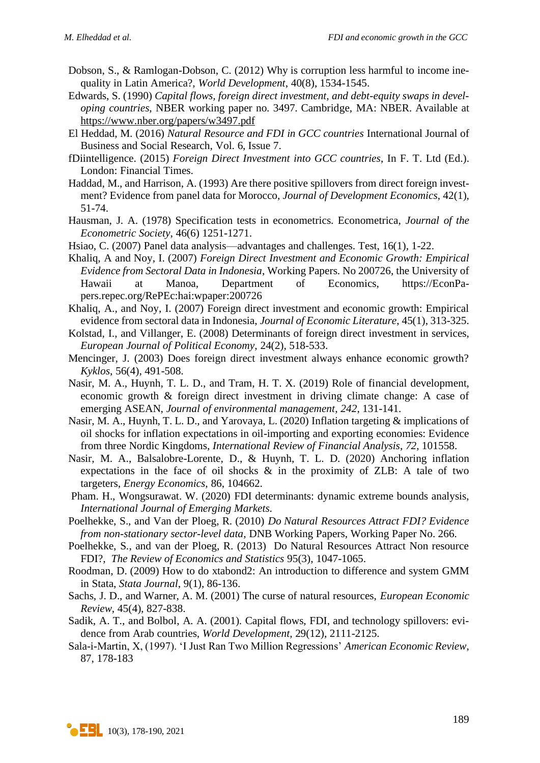Dobson, S., & Ramlogan-Dobson, C. (2012) Why is corruption less harmful to income inequality in Latin America?, *World Development*, 40(8), 1534-1545.

Edwards, S. (1990) *Capital flows, foreign direct investment, and debt-equity swaps in developing countries*, NBER working paper no. 3497. Cambridge, MA: NBER. Available at https://www.nber.org/papers/w3497.pdf

El Heddad, M. (2016) *Natural Resource and FDI in GCC countries* International Journal of Business and Social Research, Vol. 6, Issue 7.

fDiintelligence. (2015) *Foreign Direct Investment into GCC countries*, In F. T. Ltd (Ed.). London: Financial Times.

Haddad, M., and Harrison, A. (1993) Are there positive spillovers from direct foreign investment? Evidence from panel data for Morocco, *Journal of Development Economics*, 42(1), 51-74.

Hausman, J. A. (1978) Specification tests in econometrics. Econometrica, *Journal of the Econometric Society*, 46(6) 1251-1271.

Hsiao, C. (2007) Panel data analysis—advantages and challenges. Test, 16(1), 1-22.

Khaliq, A and Noy, I. (2007) *Foreign Direct Investment and Economic Growth: Empirical Evidence from Sectoral Data in Indonesia*, Working Papers. No 200726, the University of Hawaii at Manoa, Department of Economics, https://EconPapers.repec.org/RePEc:hai:wpaper:200726

Khaliq, A., and Noy, I. (2007) Foreign direct investment and economic growth: Empirical evidence from sectoral data in Indonesia, *Journal of Economic Literature*, 45(1), 313-325.

Kolstad, I., and Villanger, E. (2008) Determinants of foreign direct investment in services, *European Journal of Political Economy*, 24(2), 518-533.

Mencinger, J. (2003) Does foreign direct investment always enhance economic growth? *Kyklos*, 56(4), 491-508.

Nasir, M. A., Huynh, T. L. D., and Tram, H. T. X. (2019) Role of financial development, economic growth & foreign direct investment in driving climate change: A case of emerging ASEAN, *Journal of environmental management*, *242*, 131-141.

Nasir, M. A., Huynh, T. L. D., and Yarovaya, L. (2020) Inflation targeting & implications of oil shocks for inflation expectations in oil-importing and exporting economies: Evidence from three Nordic Kingdoms, *International Review of Financial Analysis*, *72*, 101558.

Nasir, M. A., Balsalobre-Lorente, D., & Huynh, T. L. D. (2020) Anchoring inflation expectations in the face of oil shocks & in the proximity of ZLB: A tale of two targeters, *Energy Economics*, 86, 104662.

Pham. H., Wongsurawat. W. (2020) FDI determinants: dynamic extreme bounds analysis, *International Journal of Emerging Markets*.

Poelhekke, S., and Van der Ploeg, R. (2010) *Do Natural Resources Attract FDI? Evidence from non-stationary sector-level data*, DNB Working Papers, Working Paper No. 266.

Poelhekke, S., and van der Ploeg, R. (2013) Do Natural Resources Attract Non resource FDI?, *The Review of Economics and Statistics* 95(3), 1047-1065.

Roodman, D. (2009) How to do xtabond2: An introduction to difference and system GMM in Stata, *Stata Journal*, 9(1), 86-136.

Sachs, J. D., and Warner, A. M. (2001) The curse of natural resources, *European Economic Review*, 45(4), 827-838.

Sadik, A. T., and Bolbol, A. A. (2001). Capital flows, FDI, and technology spillovers: evidence from Arab countries, *World Development*, 29(12), 2111-2125.

Sala-i-Martin, X, (1997). 'I Just Ran Two Million Regressions' *American Economic Review*, 87, 178-183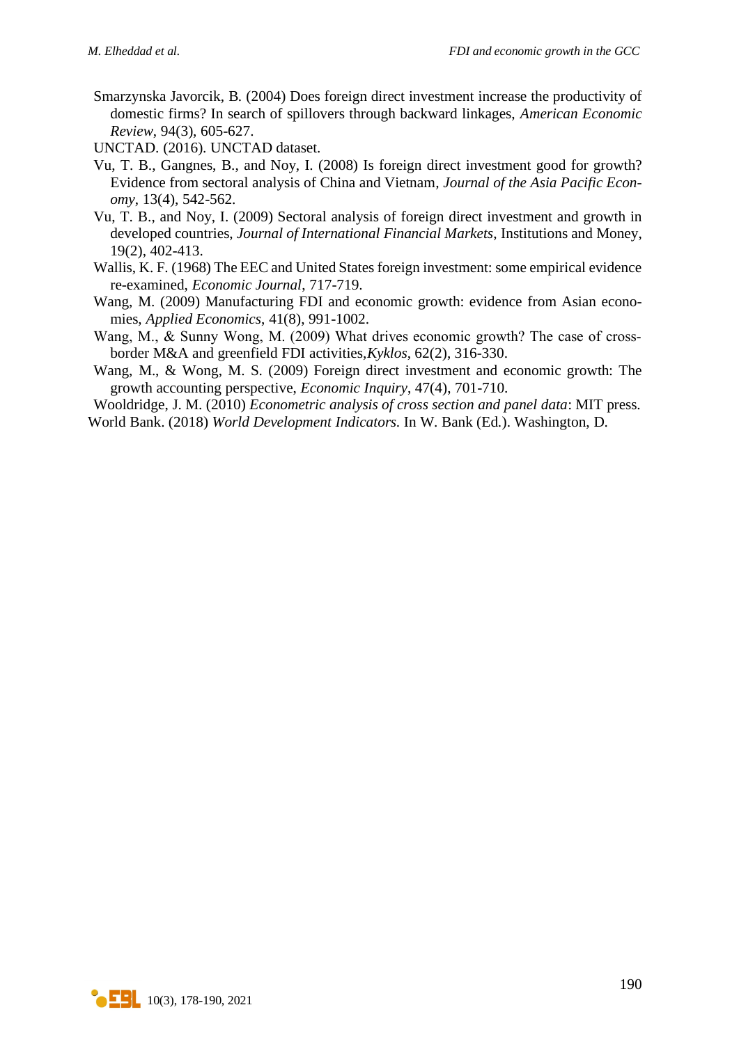Smarzynska Javorcik, B. (2004) Does foreign direct investment increase the productivity of domestic firms? In search of spillovers through backward linkages, *American Economic Review*, 94(3), 605-627.

UNCTAD. (2016). UNCTAD dataset.

Vu, T. B., Gangnes, B., and Noy, I. (2008) Is foreign direct investment good for growth? Evidence from sectoral analysis of China and Vietnam, *Journal of the Asia Pacific Economy*, 13(4), 542-562.

Vu, T. B., and Noy, I. (2009) Sectoral analysis of foreign direct investment and growth in developed countries, *Journal of International Financial Markets*, Institutions and Money, 19(2), 402-413.

Wallis, K. F. (1968) The EEC and United States foreign investment: some empirical evidence re-examined, *Economic Journal*, 717-719.

Wang, M. (2009) Manufacturing FDI and economic growth: evidence from Asian economies, *Applied Economics*, 41(8), 991-1002.

Wang, M., & Sunny Wong, M. (2009) What drives economic growth? The case of cross-border M&A and greenfield FDI activities,*Kyklos*, 62(2), 316-330.

Wang, M., & Wong, M. S. (2009) Foreign direct investment and economic growth: The growth accounting perspective, *Economic Inquiry*, 47(4), 701-710.

Wooldridge, J. M. (2010) *Econometric analysis of cross section and panel data*: MIT press.

World Bank. (2018) *World Development Indicators*. In W. Bank (Ed.). Washington, D.